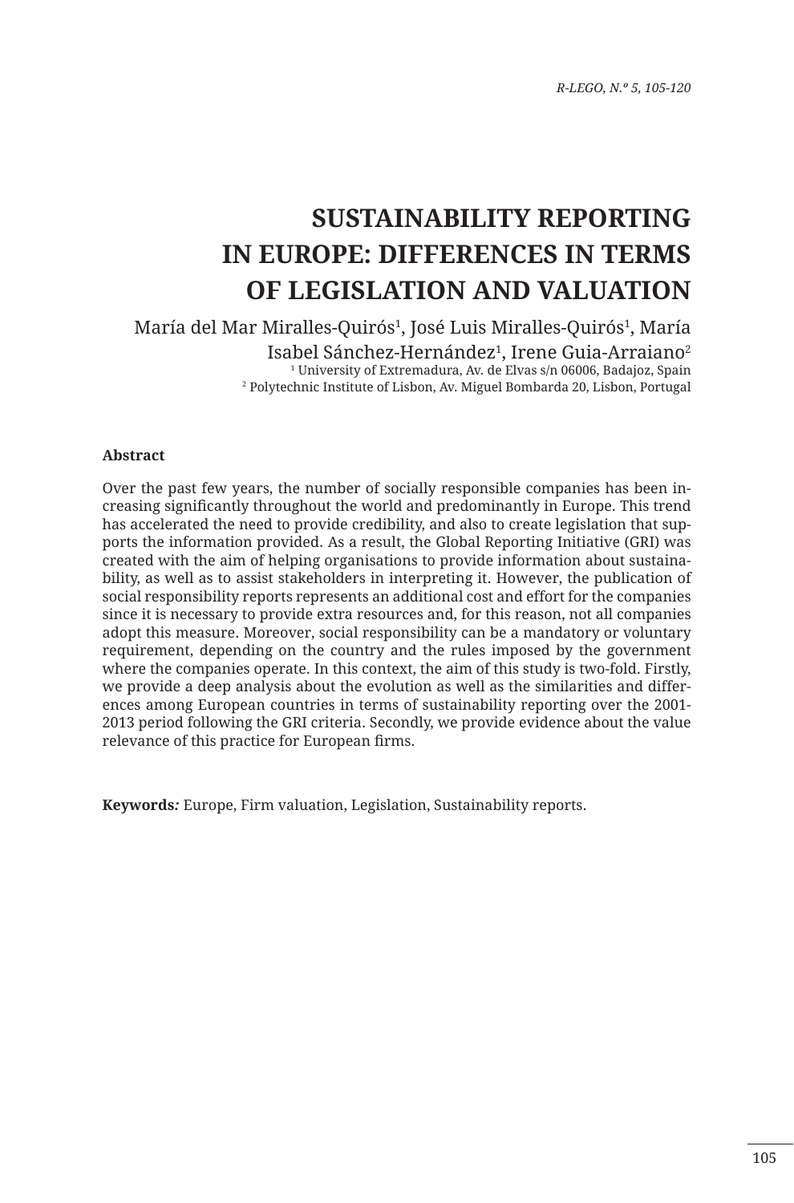# SUSTAINABILITY REPORTING IN EUROPE: DIFFERENCES IN TERMS OF LEGISLATION AND VALUATION

María del Mar Miralles-Quirós[1], José Luis Miralles-Quirós[1], María Isabel Sánchez-Hernández[1], Irene Guia-Arraiano[2]

[1] University of Extremadura, Av. de Elvas s/n 06006, Badajoz, Spain

[2] Polytechnic Institute of Lisbon, Av. Miguel Bombarda 20, Lisbon, Portugal

**Abstract**

Over the past few years, the number of socially responsible companies has been increasing significantly throughout the world and predominantly in Europe. This trend has accelerated the need to provide credibility, and also to create legislation that supports the information provided. As a result, the Global Reporting Initiative (GRI) was created with the aim of helping organisations to provide information about sustainability, as well as to assist stakeholders in interpreting it. However, the publication of social responsibility reports represents an additional cost and effort for the companies since it is necessary to provide extra resources and, for this reason, not all companies adopt this measure. Moreover, social responsibility can be a mandatory or voluntary requirement, depending on the country and the rules imposed by the government where the companies operate. In this context, the aim of this study is two-fold. Firstly, we provide a deep analysis about the evolution as well as the similarities and differences among European countries in terms of sustainability reporting over the 2001-2013 period following the GRI criteria. Secondly, we provide evidence about the value relevance of this practice for European firms.

**Keywords***:* Europe, Firm valuation, Legislation, Sustainability reports.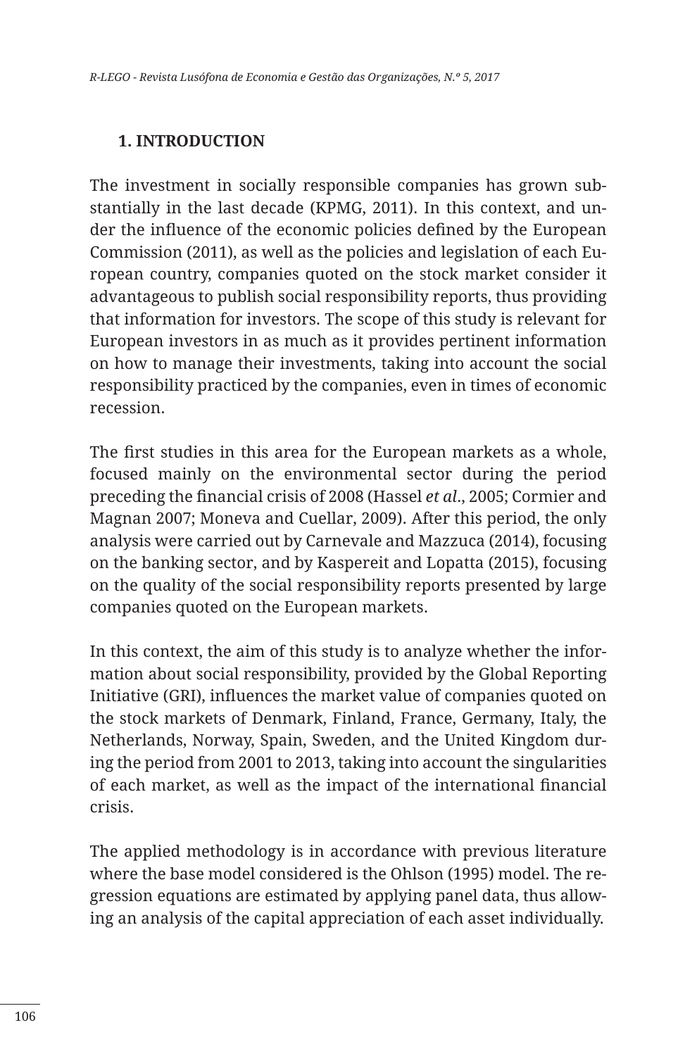## 1. INTRODUCTION

The investment in socially responsible companies has grown substantially in the last decade (KPMG, 2011). In this context, and under the influence of the economic policies defined by the European Commission (2011), as well as the policies and legislation of each European country, companies quoted on the stock market consider it advantageous to publish social responsibility reports, thus providing that information for investors. The scope of this study is relevant for European investors in as much as it provides pertinent information on how to manage their investments, taking into account the social responsibility practiced by the companies, even in times of economic recession.

The first studies in this area for the European markets as a whole, focused mainly on the environmental sector during the period preceding the financial crisis of 2008 (Hassel *et al*., 2005; Cormier and Magnan 2007; Moneva and Cuellar, 2009). After this period, the only analysis were carried out by Carnevale and Mazzuca (2014), focusing on the banking sector, and by Kaspereit and Lopatta (2015), focusing on the quality of the social responsibility reports presented by large companies quoted on the European markets.

In this context, the aim of this study is to analyze whether the information about social responsibility, provided by the Global Reporting Initiative (GRI), influences the market value of companies quoted on the stock markets of Denmark, Finland, France, Germany, Italy, the Netherlands, Norway, Spain, Sweden, and the United Kingdom during the period from 2001 to 2013, taking into account the singularities of each market, as well as the impact of the international financial crisis.

The applied methodology is in accordance with previous literature where the base model considered is the Ohlson (1995) model. The regression equations are estimated by applying panel data, thus allowing an analysis of the capital appreciation of each asset individually.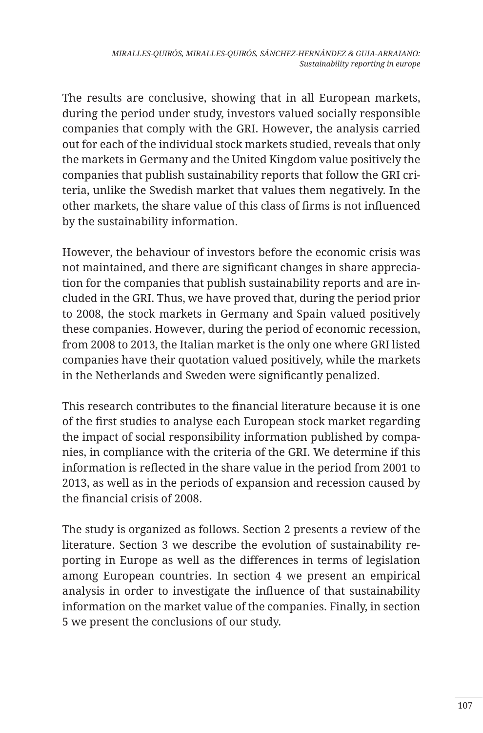The results are conclusive, showing that in all European markets, during the period under study, investors valued socially responsible companies that comply with the GRI. However, the analysis carried out for each of the individual stock markets studied, reveals that only the markets in Germany and the United Kingdom value positively the companies that publish sustainability reports that follow the GRI criteria, unlike the Swedish market that values them negatively. In the other markets, the share value of this class of firms is not influenced by the sustainability information.

However, the behaviour of investors before the economic crisis was not maintained, and there are significant changes in share appreciation for the companies that publish sustainability reports and are included in the GRI. Thus, we have proved that, during the period prior to 2008, the stock markets in Germany and Spain valued positively these companies. However, during the period of economic recession, from 2008 to 2013, the Italian market is the only one where GRI listed companies have their quotation valued positively, while the markets in the Netherlands and Sweden were significantly penalized.

This research contributes to the financial literature because it is one of the first studies to analyse each European stock market regarding the impact of social responsibility information published by companies, in compliance with the criteria of the GRI. We determine if this information is reflected in the share value in the period from 2001 to 2013, as well as in the periods of expansion and recession caused by the financial crisis of 2008.

The study is organized as follows. Section 2 presents a review of the literature. Section 3 we describe the evolution of sustainability reporting in Europe as well as the differences in terms of legislation among European countries. In section 4 we present an empirical analysis in order to investigate the influence of that sustainability information on the market value of the companies. Finally, in section 5 we present the conclusions of our study.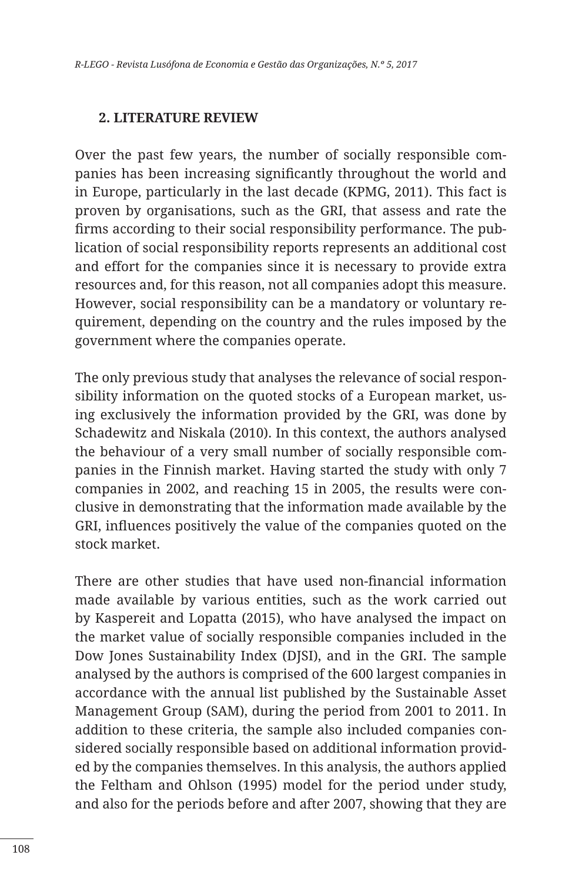## 2. LITERATURE REVIEW

Over the past few years, the number of socially responsible companies has been increasing significantly throughout the world and in Europe, particularly in the last decade (KPMG, 2011). This fact is proven by organisations, such as the GRI, that assess and rate the firms according to their social responsibility performance. The publication of social responsibility reports represents an additional cost and effort for the companies since it is necessary to provide extra resources and, for this reason, not all companies adopt this measure. However, social responsibility can be a mandatory or voluntary requirement, depending on the country and the rules imposed by the government where the companies operate.

The only previous study that analyses the relevance of social responsibility information on the quoted stocks of a European market, using exclusively the information provided by the GRI, was done by Schadewitz and Niskala (2010). In this context, the authors analysed the behaviour of a very small number of socially responsible companies in the Finnish market. Having started the study with only 7 companies in 2002, and reaching 15 in 2005, the results were conclusive in demonstrating that the information made available by the GRI, influences positively the value of the companies quoted on the stock market.

There are other studies that have used non-financial information made available by various entities, such as the work carried out by Kaspereit and Lopatta (2015), who have analysed the impact on the market value of socially responsible companies included in the Dow Jones Sustainability Index (DJSI), and in the GRI. The sample analysed by the authors is comprised of the 600 largest companies in accordance with the annual list published by the Sustainable Asset Management Group (SAM), during the period from 2001 to 2011. In addition to these criteria, the sample also included companies considered socially responsible based on additional information provided by the companies themselves. In this analysis, the authors applied the Feltham and Ohlson (1995) model for the period under study, and also for the periods before and after 2007, showing that they are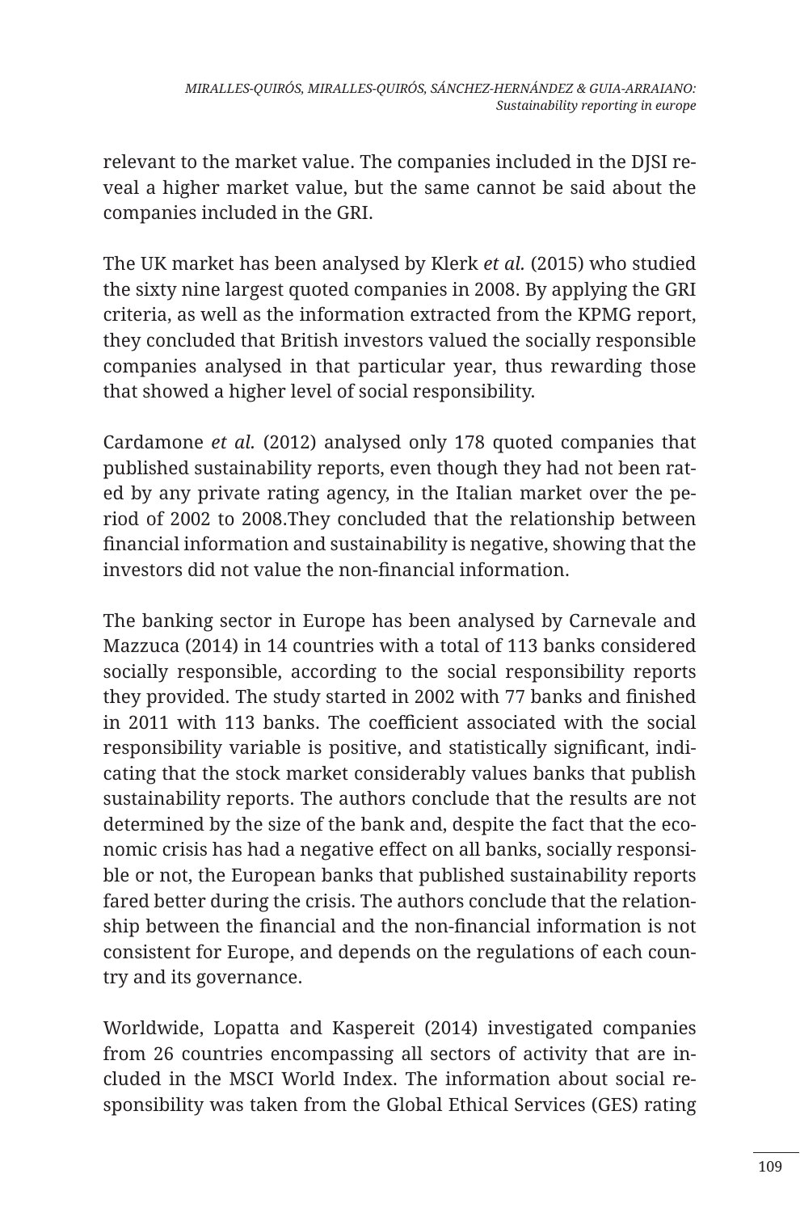relevant to the market value. The companies included in the DJSI reveal a higher market value, but the same cannot be said about the companies included in the GRI.

The UK market has been analysed by Klerk *et al.* (2015) who studied the sixty nine largest quoted companies in 2008. By applying the GRI criteria, as well as the information extracted from the KPMG report, they concluded that British investors valued the socially responsible companies analysed in that particular year, thus rewarding those that showed a higher level of social responsibility.

Cardamone *et al.* (2012) analysed only 178 quoted companies that published sustainability reports, even though they had not been rated by any private rating agency, in the Italian market over the period of 2002 to 2008.They concluded that the relationship between financial information and sustainability is negative, showing that the investors did not value the non-financial information.

The banking sector in Europe has been analysed by Carnevale and Mazzuca (2014) in 14 countries with a total of 113 banks considered socially responsible, according to the social responsibility reports they provided. The study started in 2002 with 77 banks and finished in 2011 with 113 banks. The coefficient associated with the social responsibility variable is positive, and statistically significant, indicating that the stock market considerably values banks that publish sustainability reports. The authors conclude that the results are not determined by the size of the bank and, despite the fact that the economic crisis has had a negative effect on all banks, socially responsible or not, the European banks that published sustainability reports fared better during the crisis. The authors conclude that the relationship between the financial and the non-financial information is not consistent for Europe, and depends on the regulations of each country and its governance.

Worldwide, Lopatta and Kaspereit (2014) investigated companies from 26 countries encompassing all sectors of activity that are included in the MSCI World Index. The information about social responsibility was taken from the Global Ethical Services (GES) rating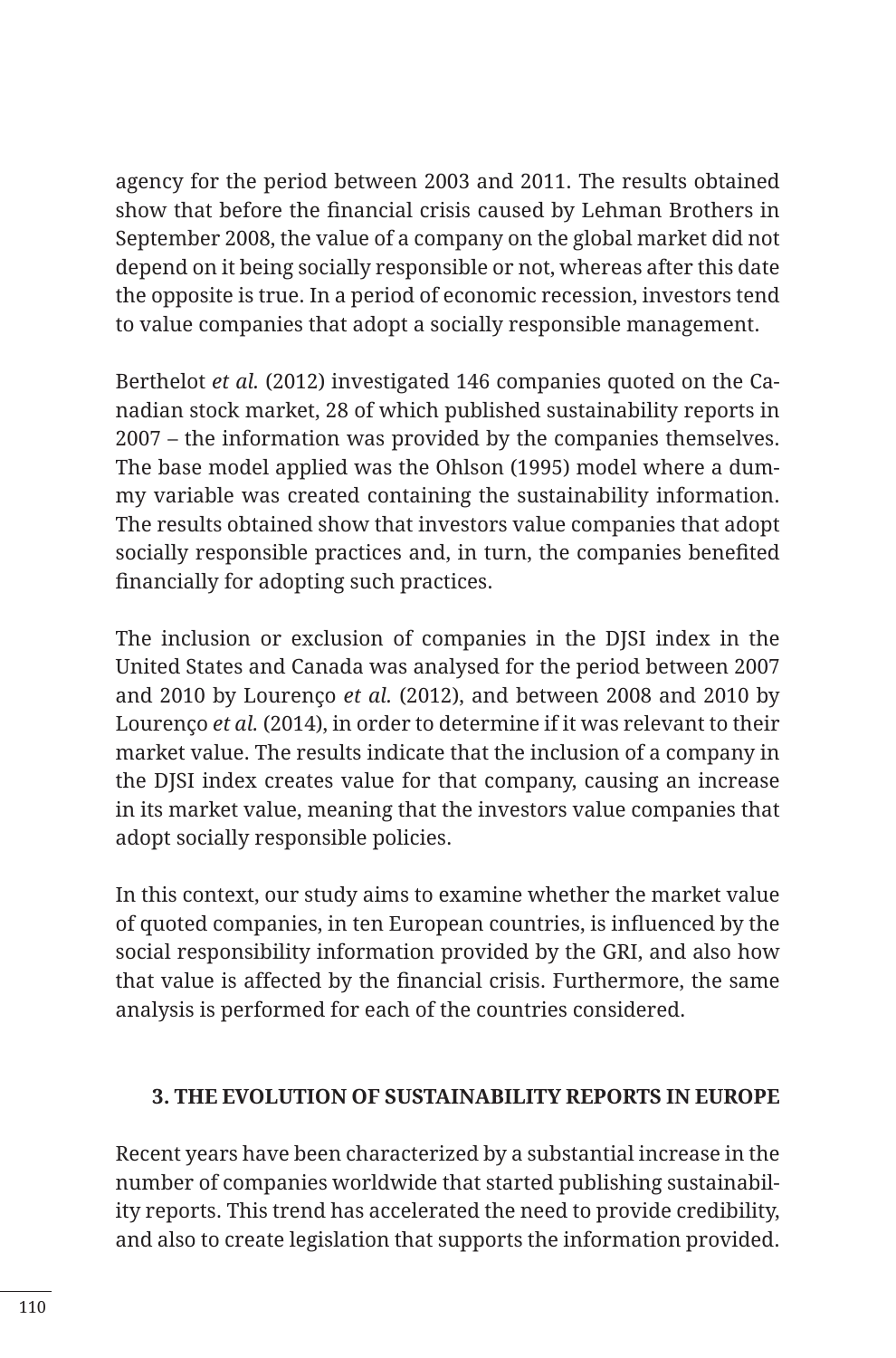agency for the period between 2003 and 2011. The results obtained show that before the financial crisis caused by Lehman Brothers in September 2008, the value of a company on the global market did not depend on it being socially responsible or not, whereas after this date the opposite is true. In a period of economic recession, investors tend to value companies that adopt a socially responsible management.

Berthelot *et al.* (2012) investigated 146 companies quoted on the Canadian stock market, 28 of which published sustainability reports in 2007 – the information was provided by the companies themselves. The base model applied was the Ohlson (1995) model where a dummy variable was created containing the sustainability information. The results obtained show that investors value companies that adopt socially responsible practices and, in turn, the companies benefited financially for adopting such practices.

The inclusion or exclusion of companies in the DJSI index in the United States and Canada was analysed for the period between 2007 and 2010 by Lourenço *et al.* (2012), and between 2008 and 2010 by Lourenço *et al.* (2014), in order to determine if it was relevant to their market value. The results indicate that the inclusion of a company in the DJSI index creates value for that company, causing an increase in its market value, meaning that the investors value companies that adopt socially responsible policies.

In this context, our study aims to examine whether the market value of quoted companies, in ten European countries, is influenced by the social responsibility information provided by the GRI, and also how that value is affected by the financial crisis. Furthermore, the same analysis is performed for each of the countries considered.

## 3. THE EVOLUTION OF SUSTAINABILITY REPORTS IN EUROPE

Recent years have been characterized by a substantial increase in the number of companies worldwide that started publishing sustainability reports. This trend has accelerated the need to provide credibility, and also to create legislation that supports the information provided.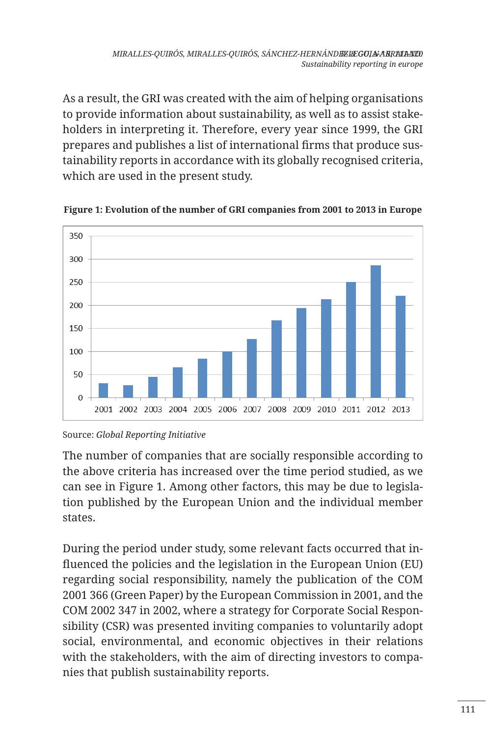As a result, the GRI was created with the aim of helping organisations to provide information about sustainability, as well as to assist stakeholders in interpreting it. Therefore, every year since 1999, the GRI prepares and publishes a list of international firms that produce sustainability reports in accordance with its globally recognised criteria, which are used in the present study.

**Figure 1: Evolution of the number of GRI companies from 2001 to 2013 in Europe**

Source: *Global Reporting Initiative*

The number of companies that are socially responsible according to the above criteria has increased over the time period studied, as we can see in Figure 1. Among other factors, this may be due to legislation published by the European Union and the individual member states.

During the period under study, some relevant facts occurred that influenced the policies and the legislation in the European Union (EU) regarding social responsibility, namely the publication of the COM 2001 366 (Green Paper) by the European Commission in 2001, and the COM 2002 347 in 2002, where a strategy for Corporate Social Responsibility (CSR) was presented inviting companies to voluntarily adopt social, environmental, and economic objectives in their relations with the stakeholders, with the aim of directing investors to companies that publish sustainability reports.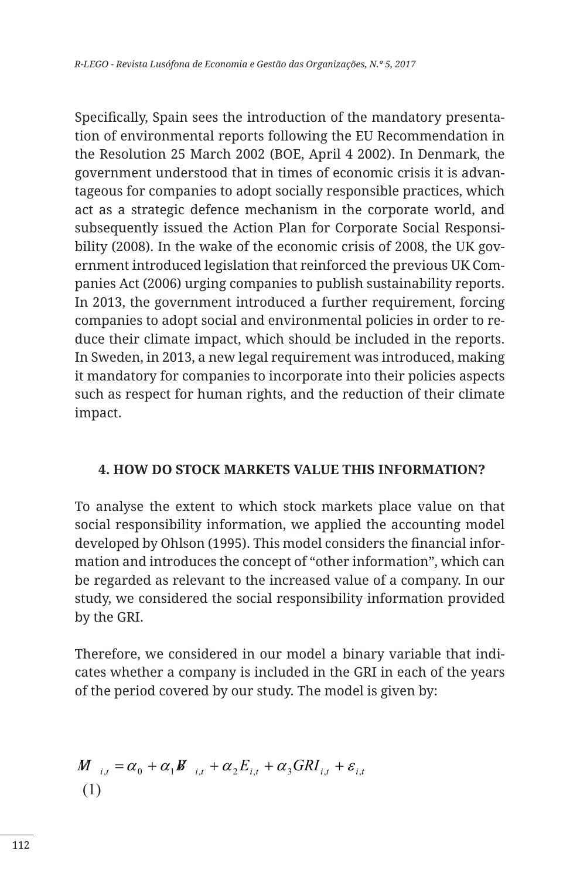Specifically, Spain sees the introduction of the mandatory presentation of environmental reports following the EU Recommendation in the Resolution 25 March 2002 (BOE, April 4 2002). In Denmark, the government understood that in times of economic crisis it is advantageous for companies to adopt socially responsible practices, which act as a strategic defence mechanism in the corporate world, and subsequently issued the Action Plan for Corporate Social Responsibility (2008). In the wake of the economic crisis of 2008, the UK government introduced legislation that reinforced the previous UK Companies Act (2006) urging companies to publish sustainability reports. In 2013, the government introduced a further requirement, forcing companies to adopt social and environmental policies in order to reduce their climate impact, which should be included in the reports. In Sweden, in 2013, a new legal requirement was introduced, making it mandatory for companies to incorporate into their policies aspects such as respect for human rights, and the reduction of their climate impact.

## 4. HOW DO STOCK MARKETS VALUE THIS INFORMATION?

To analyse the extent to which stock markets place value on that social responsibility information, we applied the accounting model developed by Ohlson (1995). This model considers the financial information and introduces the concept of "other information", which can be regarded as relevant to the increased value of a company. In our study, we considered the social responsibility information provided by the GRI.

Therefore, we considered in our model a binary variable that indicates whether a company is included in the GRI in each of the years of the period covered by our study. The model is given by:

$$MV_{i,t} = \alpha_0 + \alpha_1 BV_{i,t} + \alpha_2 E_{i,t} + \alpha_3 GRI_{i,t} + \varepsilon_{i,t} \quad (1)$$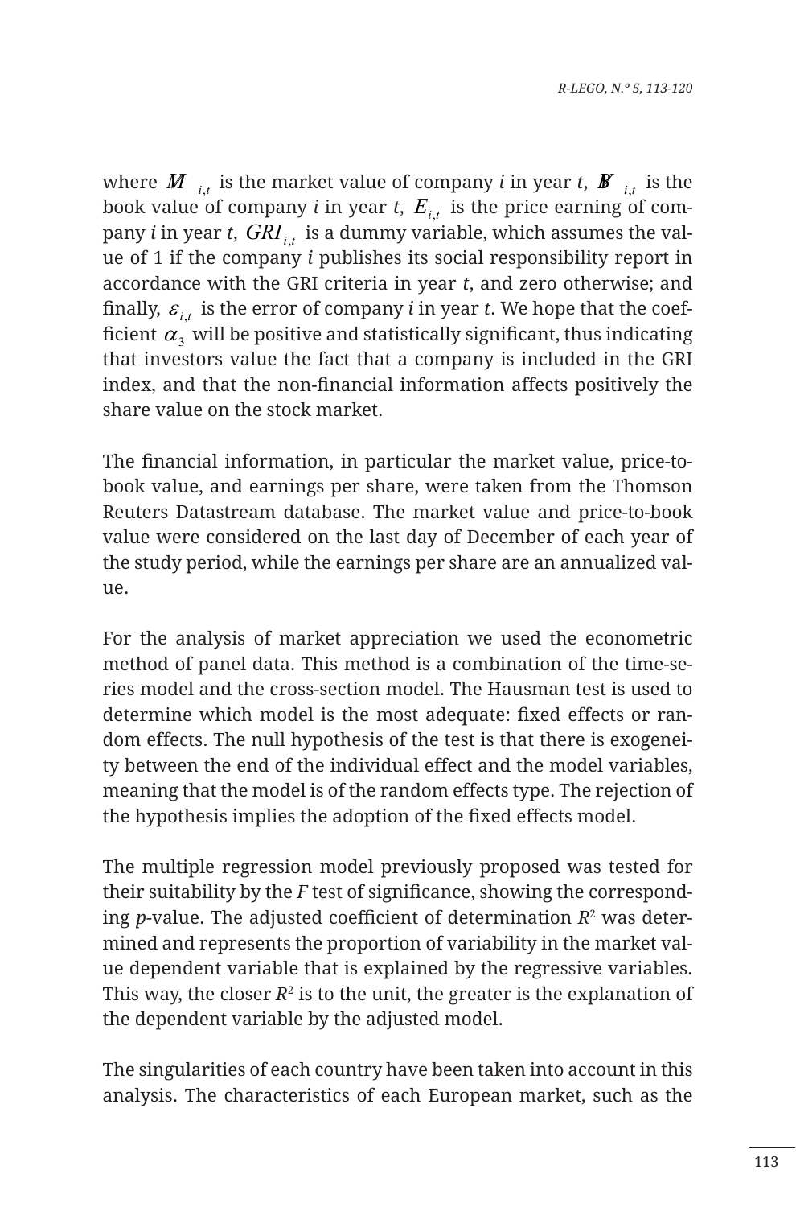where $MV_{i,t}$ is the market value of company *i* in year *t*, $BV_{i,t}$ is the book value of company *i* in year *t*, $E_{i,t}$ is the price earning of company *i* in year *t*, $GRI_{i,t}$ is a dummy variable, which assumes the value of 1 if the company *i* publishes its social responsibility report in accordance with the GRI criteria in year *t*, and zero otherwise; and finally, $\varepsilon_{i,t}$ is the error of company *i* in year *t*. We hope that the coefficient $\alpha_3$ will be positive and statistically significant, thus indicating that investors value the fact that a company is included in the GRI index, and that the non-financial information affects positively the share value on the stock market.

The financial information, in particular the market value, price-to-book value, and earnings per share, were taken from the Thomson Reuters Datastream database. The market value and price-to-book value were considered on the last day of December of each year of the study period, while the earnings per share are an annualized value.

For the analysis of market appreciation we used the econometric method of panel data. This method is a combination of the time-series model and the cross-section model. The Hausman test is used to determine which model is the most adequate: fixed effects or random effects. The null hypothesis of the test is that there is exogeneity between the end of the individual effect and the model variables, meaning that the model is of the random effects type. The rejection of the hypothesis implies the adoption of the fixed effects model.

The multiple regression model previously proposed was tested for their suitability by the *F* test of significance, showing the corresponding *p*-value. The adjusted coefficient of determination $R^2$ was determined and represents the proportion of variability in the market value dependent variable that is explained by the regressive variables. This way, the closer $R^2$ is to the unit, the greater is the explanation of the dependent variable by the adjusted model.

The singularities of each country have been taken into account in this analysis. The characteristics of each European market, such as the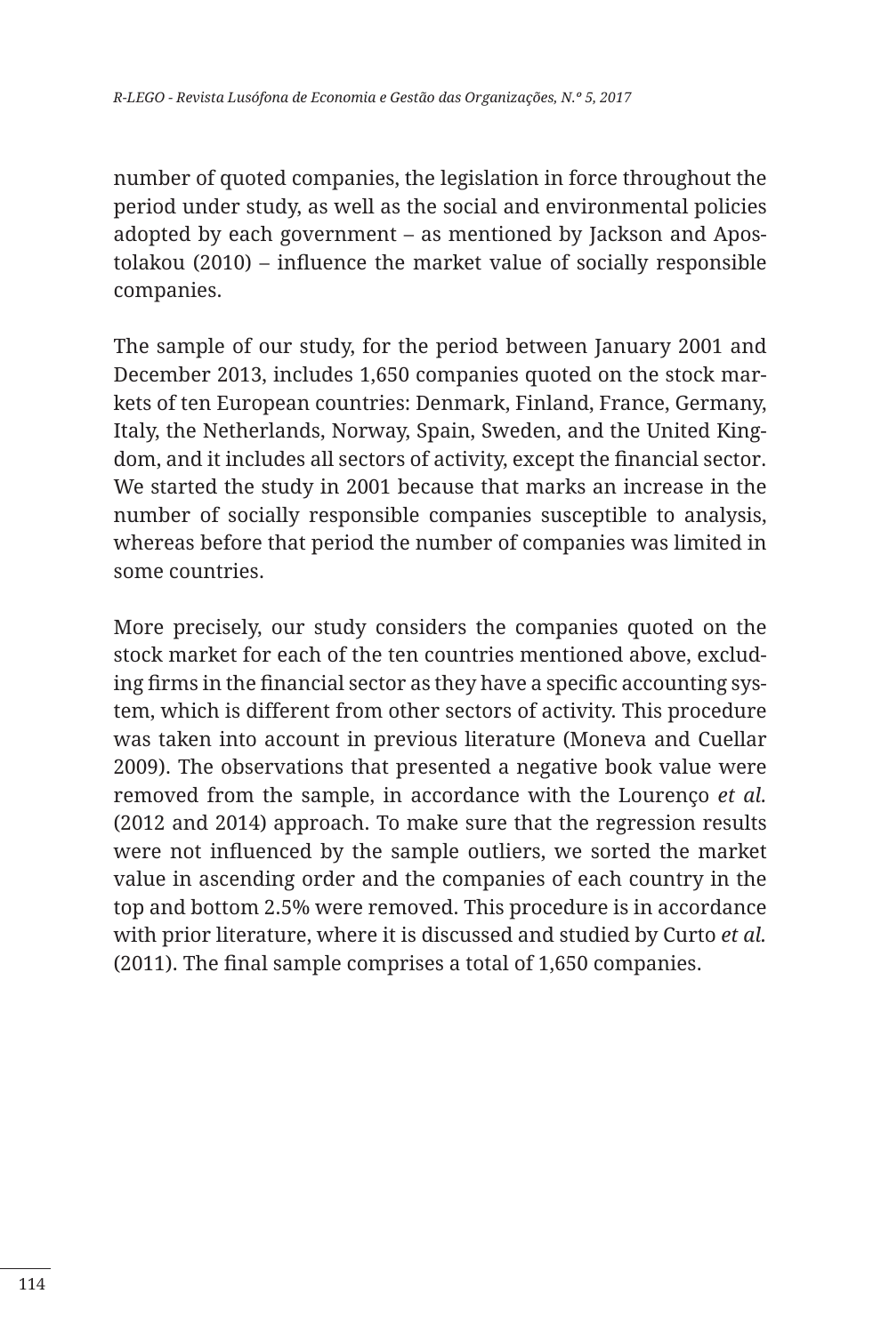number of quoted companies, the legislation in force throughout the period under study, as well as the social and environmental policies adopted by each government – as mentioned by Jackson and Apostolakou (2010) – influence the market value of socially responsible companies.

The sample of our study, for the period between January 2001 and December 2013, includes 1,650 companies quoted on the stock markets of ten European countries: Denmark, Finland, France, Germany, Italy, the Netherlands, Norway, Spain, Sweden, and the United Kingdom, and it includes all sectors of activity, except the financial sector. We started the study in 2001 because that marks an increase in the number of socially responsible companies susceptible to analysis, whereas before that period the number of companies was limited in some countries.

More precisely, our study considers the companies quoted on the stock market for each of the ten countries mentioned above, excluding firms in the financial sector as they have a specific accounting system, which is different from other sectors of activity. This procedure was taken into account in previous literature (Moneva and Cuellar 2009). The observations that presented a negative book value were removed from the sample, in accordance with the Lourenço *et al.* (2012 and 2014) approach. To make sure that the regression results were not influenced by the sample outliers, we sorted the market value in ascending order and the companies of each country in the top and bottom 2.5% were removed. This procedure is in accordance with prior literature, where it is discussed and studied by Curto *et al.* (2011). The final sample comprises a total of 1,650 companies.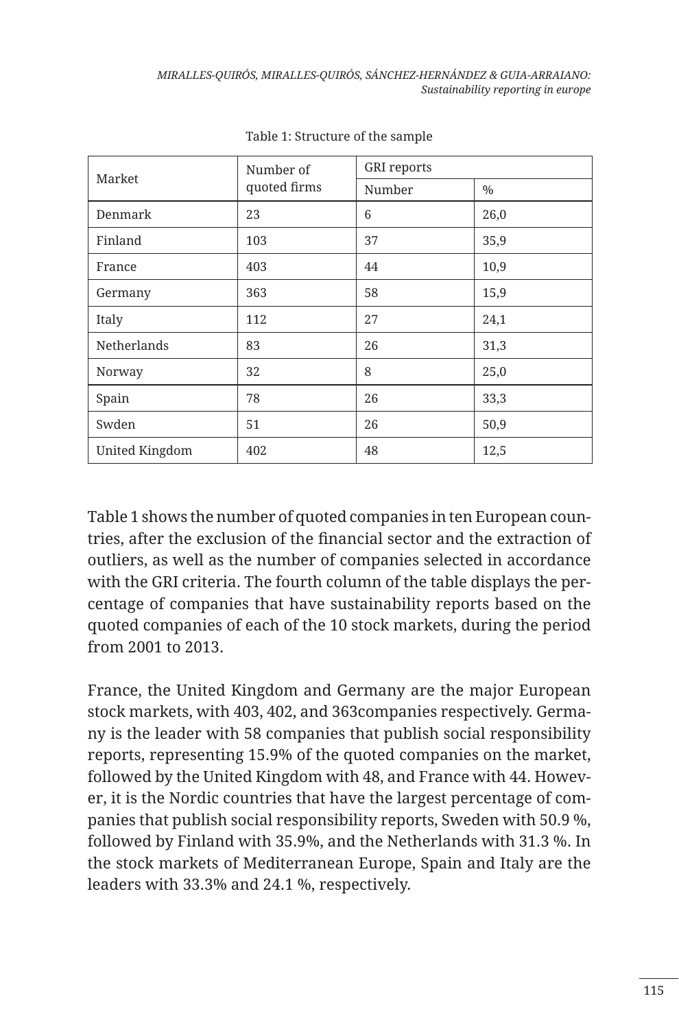Table 1: Structure of the sample

| Market | Number of quoted firms | GRI reports | |
|---|---|---|---|
| | | Number | % |
| Denmark | 23 | 6 | 26,0 |
| Finland | 103 | 37 | 35,9 |
| France | 403 | 44 | 10,9 |
| Germany | 363 | 58 | 15,9 |
| Italy | 112 | 27 | 24,1 |
| Netherlands | 83 | 26 | 31,3 |
| Norway | 32 | 8 | 25,0 |
| Spain | 78 | 26 | 33,3 |
| Swden | 51 | 26 | 50,9 |
| United Kingdom | 402 | 48 | 12,5 |

Table 1 shows the number of quoted companies in ten European countries, after the exclusion of the financial sector and the extraction of outliers, as well as the number of companies selected in accordance with the GRI criteria. The fourth column of the table displays the percentage of companies that have sustainability reports based on the quoted companies of each of the 10 stock markets, during the period from 2001 to 2013.

France, the United Kingdom and Germany are the major European stock markets, with 403, 402, and 363companies respectively. Germany is the leader with 58 companies that publish social responsibility reports, representing 15.9% of the quoted companies on the market, followed by the United Kingdom with 48, and France with 44. However, it is the Nordic countries that have the largest percentage of companies that publish social responsibility reports, Sweden with 50.9 %, followed by Finland with 35.9%, and the Netherlands with 31.3 %. In the stock markets of Mediterranean Europe, Spain and Italy are the leaders with 33.3% and 24.1 %, respectively.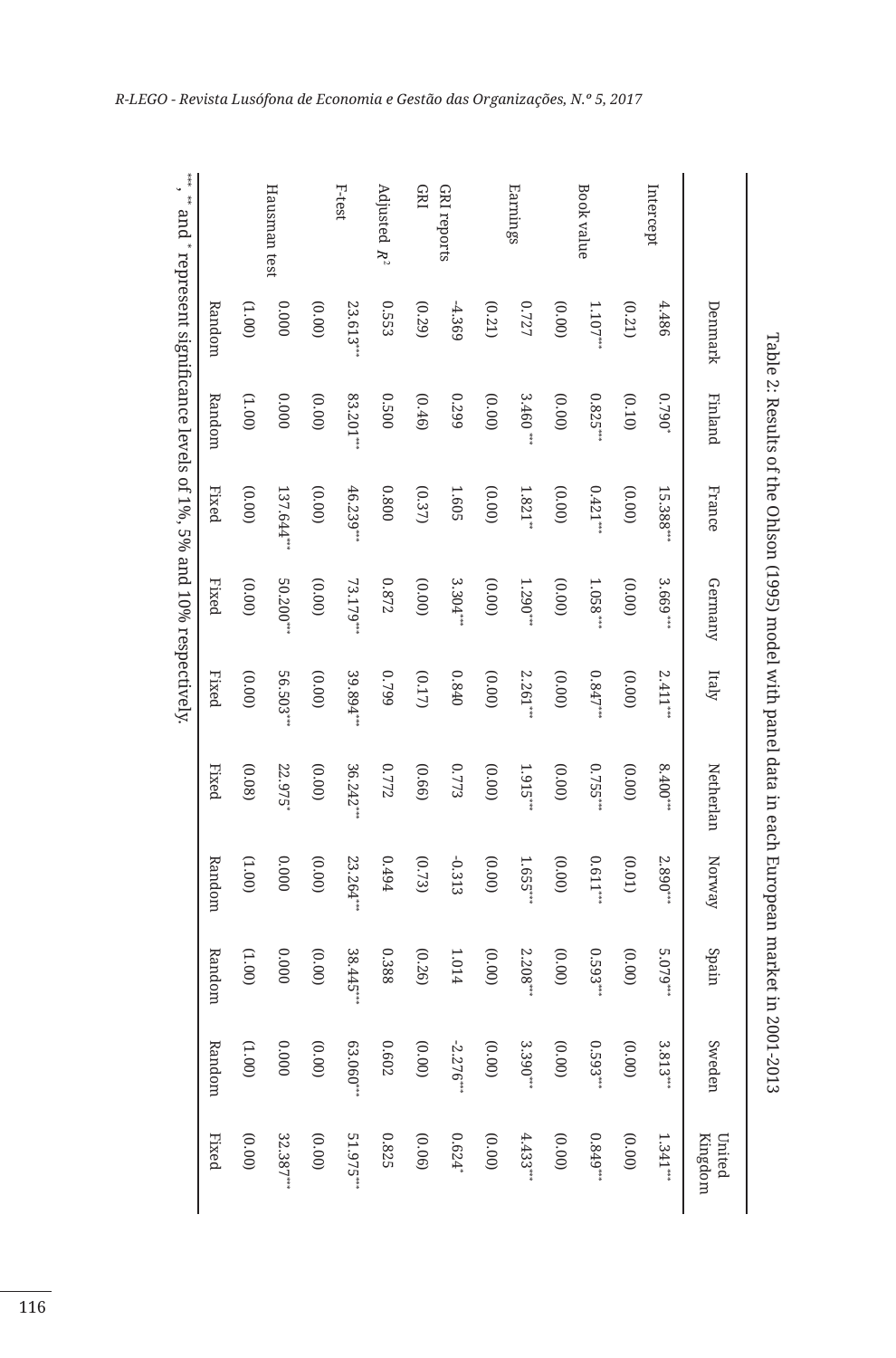Table 2: Results of the Ohlson (1995) model with panel data in each European market in 2001-2013

| | Denmark | Finland | France | Germany | Italy | Netherlan | Norway | Spain | Sweden | United Kingdom |
|---|---|---|---|---|---|---|---|---|---|---|
| Intercept | 4.486 | 0.790* | 15.388*** | 3.669*** | 2.411*** | 8.400*** | 2.890*** | 5.079*** | 3.813*** | 1.341*** |
| | (0.21) | (0.10) | (0.00) | (0.00) | (0.00) | (0.00) | (0.01) | (0.00) | (0.00) | (0.00) |
| Book value | 1.107*** | 0.825*** | 0.421*** | 1.058*** | 0.847*** | 0.755*** | 0.611*** | 0.593*** | 0.593*** | 0.849*** |
| | (0.00) | (0.00) | (0.00) | (0.00) | (0.00) | (0.00) | (0.00) | (0.00) | (0.00) | (0.00) |
| Earnings | 0.727 | 3.460*** | 1.821** | 1.290*** | 2.261*** | 1.915*** | 1.655*** | 2.208*** | 3.390*** | 4.433*** |
| | (0.21) | (0.00) | (0.00) | (0.00) | (0.00) | (0.00) | (0.00) | (0.00) | (0.00) | (0.00) |
| GRI reports GRI | -4.369 | 0.299 | 1.605 | 3.304*** | 0.840 | 0.773 | -0.313 | 1.014 | -2.276*** | 0.624* |
| | (0.29) | (0.46) | (0.37) | (0.00) | (0.17) | (0.66) | (0.73) | (0.26) | (0.00) | (0.06) |
| Adjusted $R^2$ | 0.553 | 0.500 | 0.800 | 0.872 | 0.799 | 0.772 | 0.494 | 0.388 | 0.602 | 0.825 |
| F-test | 23.613*** | 83.201*** | 46.239*** | 73.179*** | 39.894*** | 36.242*** | 23.264*** | 38.445*** | 63.060*** | 51.975*** |
| | (0.00) | (0.00) | (0.00) | (0.00) | (0.00) | (0.00) | (0.00) | (0.00) | (0.00) | (0.00) |
| Hausman test | 0.000 | 0.000 | 137.644*** | 50.200*** | 56.503*** | 22.975* | 0.000 | 0.000 | 0.000 | 32.387*** |
| | (1.00) | (1.00) | (0.00) | (0.00) | (0.00) | (0.08) | (1.00) | (1.00) | (1.00) | (0.00) |
| | Random | Random | Fixed | Fixed | Fixed | Fixed | Random | Random | Random | Fixed |

***, ** and * represent significance levels of 1%, 5% and 10% respectively.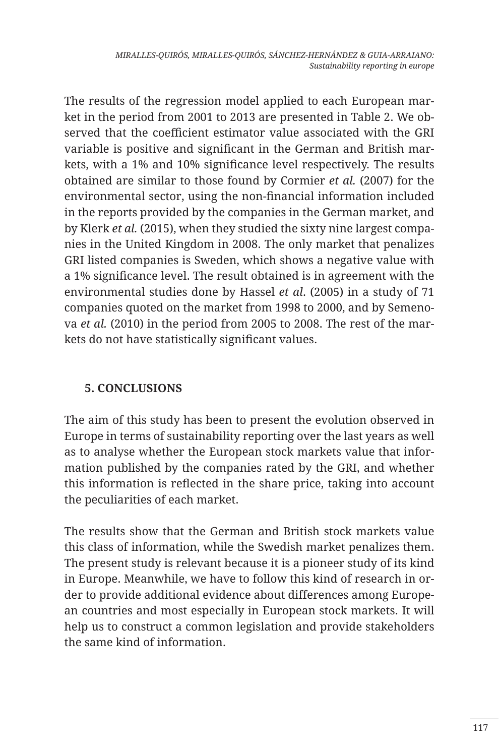The results of the regression model applied to each European market in the period from 2001 to 2013 are presented in Table 2. We observed that the coefficient estimator value associated with the GRI variable is positive and significant in the German and British markets, with a 1% and 10% significance level respectively. The results obtained are similar to those found by Cormier *et al.* (2007) for the environmental sector, using the non-financial information included in the reports provided by the companies in the German market, and by Klerk *et al.* (2015), when they studied the sixty nine largest companies in the United Kingdom in 2008. The only market that penalizes GRI listed companies is Sweden, which shows a negative value with a 1% significance level. The result obtained is in agreement with the environmental studies done by Hassel *et al*. (2005) in a study of 71 companies quoted on the market from 1998 to 2000, and by Semenova *et al.* (2010) in the period from 2005 to 2008. The rest of the markets do not have statistically significant values.

## 5. CONCLUSIONS

The aim of this study has been to present the evolution observed in Europe in terms of sustainability reporting over the last years as well as to analyse whether the European stock markets value that information published by the companies rated by the GRI, and whether this information is reflected in the share price, taking into account the peculiarities of each market.

The results show that the German and British stock markets value this class of information, while the Swedish market penalizes them. The present study is relevant because it is a pioneer study of its kind in Europe. Meanwhile, we have to follow this kind of research in order to provide additional evidence about differences among European countries and most especially in European stock markets. It will help us to construct a common legislation and provide stakeholders the same kind of information.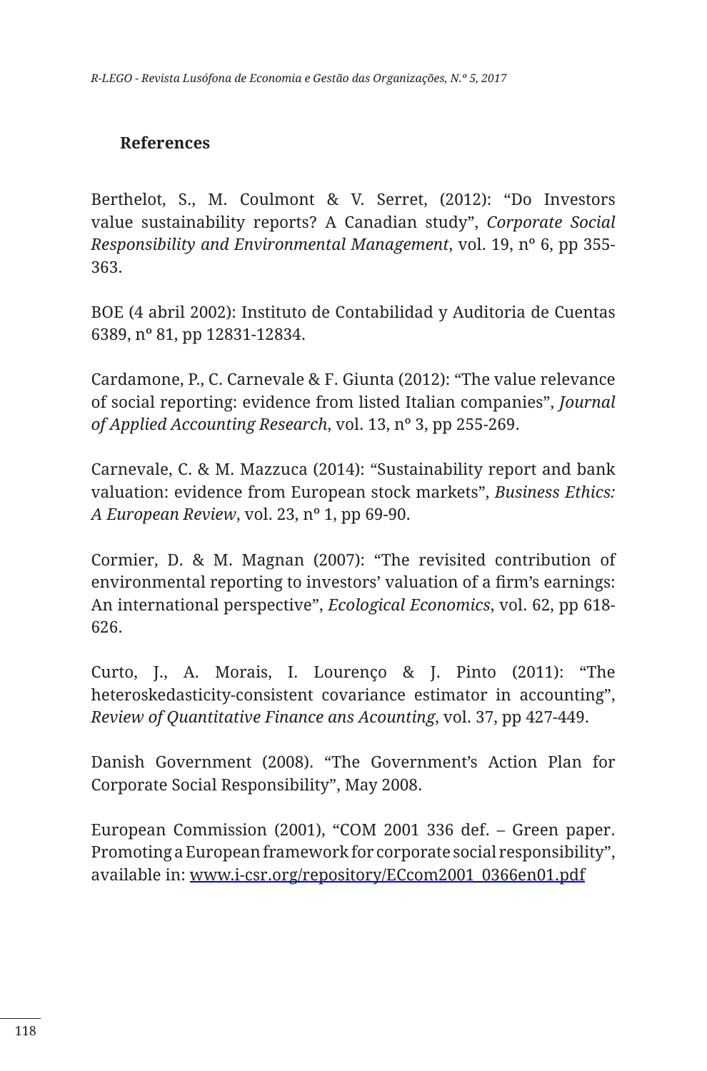## References

Berthelot, S., M. Coulmont & V. Serret, (2012): "Do Investors value sustainability reports? A Canadian study", *Corporate Social Responsibility and Environmental Management*, vol. 19, nº 6, pp 355-363.

BOE (4 abril 2002): Instituto de Contabilidad y Auditoria de Cuentas 6389, nº 81, pp 12831-12834.

Cardamone, P., C. Carnevale & F. Giunta (2012): "The value relevance of social reporting: evidence from listed Italian companies", *Journal of Applied Accounting Research*, vol. 13, nº 3, pp 255-269.

Carnevale, C. & M. Mazzuca (2014): "Sustainability report and bank valuation: evidence from European stock markets", *Business Ethics: A European Review*, vol. 23, nº 1, pp 69-90.

Cormier, D. & M. Magnan (2007): "The revisited contribution of environmental reporting to investors' valuation of a firm's earnings: An international perspective", *Ecological Economics*, vol. 62, pp 618-626.

Curto, J., A. Morais, I. Lourenço & J. Pinto (2011): "The heteroskedasticity-consistent covariance estimator in accounting", *Review of Quantitative Finance ans Acounting*, vol. 37, pp 427-449.

Danish Government (2008). "The Government's Action Plan for Corporate Social Responsibility", May 2008.

European Commission (2001), "COM 2001 336 def. – Green paper. Promoting a European framework for corporate social responsibility", available in: www.i-csr.org/repository/ECcom2001_0366en01.pdf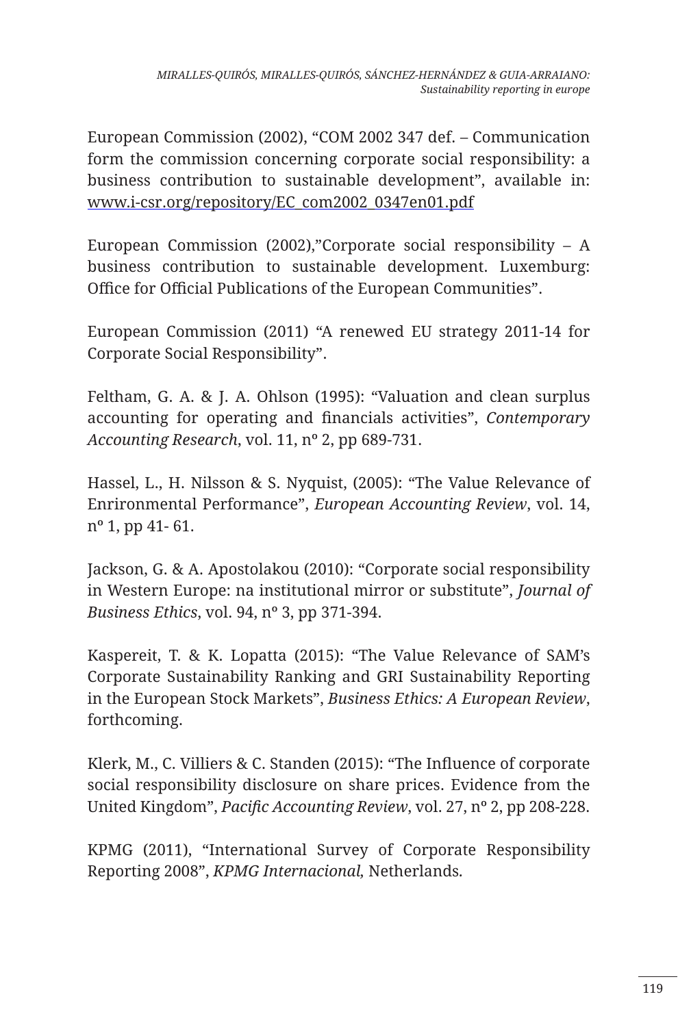European Commission (2002), “COM 2002 347 def. – Communication form the commission concerning corporate social responsibility: a business contribution to sustainable development”, available in: www.i-csr.org/repository/EC_com2002_0347en01.pdf

European Commission (2002),”Corporate social responsibility – A business contribution to sustainable development. Luxemburg: Office for Official Publications of the European Communities”.

European Commission (2011) “A renewed EU strategy 2011-14 for Corporate Social Responsibility”.

Feltham, G. A. & J. A. Ohlson (1995): “Valuation and clean surplus accounting for operating and financials activities”, *Contemporary Accounting Research*, vol. 11, nº 2, pp 689-731.

Hassel, L., H. Nilsson & S. Nyquist, (2005): “The Value Relevance of Enrironmental Performance”, *European Accounting Review*, vol. 14, nº 1, pp 41- 61.

Jackson, G. & A. Apostolakou (2010): “Corporate social responsibility in Western Europe: na institutional mirror or substitute”, *Journal of Business Ethics*, vol. 94, nº 3, pp 371-394.

Kaspereit, T. & K. Lopatta (2015): “The Value Relevance of SAM’s Corporate Sustainability Ranking and GRI Sustainability Reporting in the European Stock Markets”, *Business Ethics: A European Review*, forthcoming.

Klerk, M., C. Villiers & C. Standen (2015): “The Influence of corporate social responsibility disclosure on share prices. Evidence from the United Kingdom”, *Pacific Accounting Review*, vol. 27, nº 2, pp 208-228.

KPMG (2011), “International Survey of Corporate Responsibility Reporting 2008”, *KPMG Internacional,* Netherlands.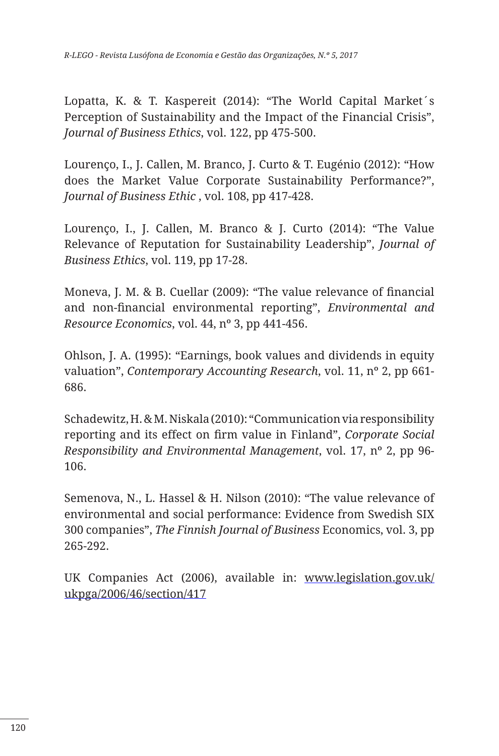Lopatta, K. & T. Kaspereit (2014): "The World Capital Market´s Perception of Sustainability and the Impact of the Financial Crisis", *Journal of Business Ethics*, vol. 122, pp 475-500.

Lourenço, I., J. Callen, M. Branco, J. Curto & T. Eugénio (2012): "How does the Market Value Corporate Sustainability Performance?", *Journal of Business Ethic* , vol. 108, pp 417-428.

Lourenço, I., J. Callen, M. Branco & J. Curto (2014): "The Value Relevance of Reputation for Sustainability Leadership", *Journal of Business Ethics*, vol. 119, pp 17-28.

Moneva, J. M. & B. Cuellar (2009): "The value relevance of financial and non-financial environmental reporting", *Environmental and Resource Economics*, vol. 44, nº 3, pp 441-456.

Ohlson, J. A. (1995): "Earnings, book values and dividends in equity valuation", *Contemporary Accounting Research*, vol. 11, nº 2, pp 661-686.

Schadewitz, H. & M. Niskala (2010): "Communication via responsibility reporting and its effect on firm value in Finland", *Corporate Social Responsibility and Environmental Management*, vol. 17, nº 2, pp 96-106.

Semenova, N., L. Hassel & H. Nilson (2010): "The value relevance of environmental and social performance: Evidence from Swedish SIX 300 companies", *The Finnish Journal of Business* Economics, vol. 3, pp 265-292.

UK Companies Act (2006), available in: www.legislation.gov.uk/ukpga/2006/46/section/417